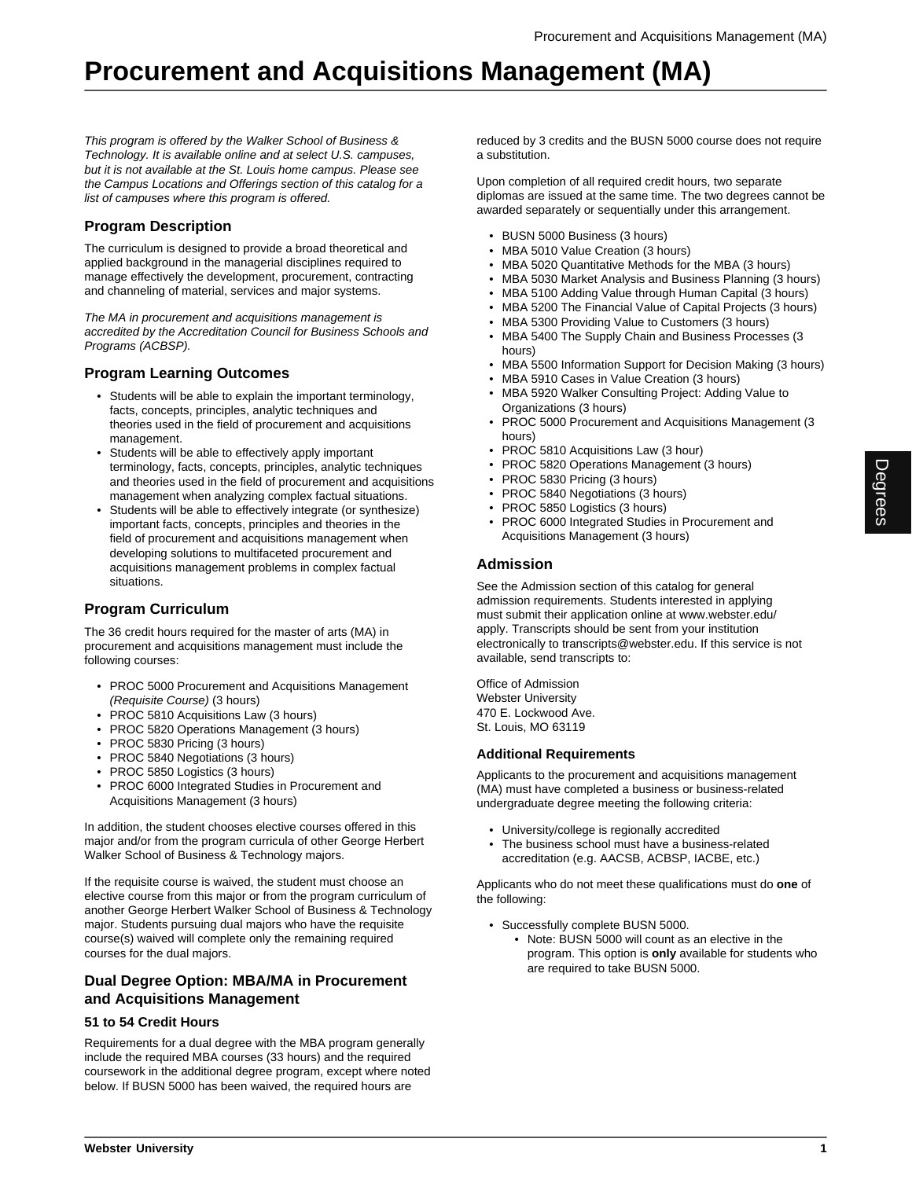# Procurement and Acquisitions Management (MA)

*This program is offered by the Walker School of Business & Technology. It is available online and at select U.S. campuses, but it is not available at the St. Louis home campus. Please see the Campus Locations and Offerings section of this catalog for a list of campuses where this program is offered.*

## Program Description

The curriculum is designed to provide a broad theoretical and applied background in the managerial disciplines required to manage effectively the development, procurement, contracting and channeling of material, services and major systems.

*The MA in procurement and acquisitions management is accredited by the Accreditation Council for Business Schools and Programs (ACBSP).*

## Program Learning Outcomes

- Students will be able to explain the important terminology, facts, concepts, principles, analytic techniques and theories used in the field of procurement and acquisitions management.
- Students will be able to effectively apply important terminology, facts, concepts, principles, analytic techniques and theories used in the field of procurement and acquisitions management when analyzing complex factual situations.
- Students will be able to effectively integrate (or synthesize) important facts, concepts, principles and theories in the field of procurement and acquisitions management when developing solutions to multifaceted procurement and acquisitions management problems in complex factual situations.

## Program Curriculum

The 36 credit hours required for the master of arts (MA) in procurement and acquisitions management must include the following courses:

- PROC 5000 Procurement and Acquisitions Management *(Requisite Course)* (3 hours)
- PROC 5810 Acquisitions Law (3 hours)
- PROC 5820 Operations Management (3 hours)
- PROC 5830 Pricing (3 hours)
- PROC 5840 Negotiations (3 hours)
- PROC 5850 Logistics (3 hours)
- PROC 6000 Integrated Studies in Procurement and Acquisitions Management (3 hours)

In addition, the student chooses elective courses offered in this major and/or from the program curricula of other George Herbert Walker School of Business & Technology majors.

If the requisite course is waived, the student must choose an elective course from this major or from the program curriculum of another George Herbert Walker School of Business & Technology major. Students pursuing dual majors who have the requisite course(s) waived will complete only the remaining required courses for the dual majors.

## Dual Degree Option: MBA/MA in Procurement and Acquisitions Management

### 51 to 54 Credit Hours

Requirements for a dual degree with the MBA program generally include the required MBA courses (33 hours) and the required coursework in the additional degree program, except where noted below. If BUSN 5000 has been waived, the required hours are reduced by 3 credits and the BUSN 5000 course does not require a substitution.

Upon completion of all required credit hours, two separate diplomas are issued at the same time. The two degrees cannot be awarded separately or sequentially under this arrangement.

- BUSN 5000 Business (3 hours)
- MBA 5010 Value Creation (3 hours)
- MBA 5020 Quantitative Methods for the MBA (3 hours)
- MBA 5030 Market Analysis and Business Planning (3 hours)
- MBA 5100 Adding Value through Human Capital (3 hours)
- MBA 5200 The Financial Value of Capital Projects (3 hours)
- MBA 5300 Providing Value to Customers (3 hours)
- MBA 5400 The Supply Chain and Business Processes (3 hours)
- MBA 5500 Information Support for Decision Making (3 hours)
- MBA 5910 Cases in Value Creation (3 hours)
- MBA 5920 Walker Consulting Project: Adding Value to Organizations (3 hours)
- PROC 5000 Procurement and Acquisitions Management (3 hours)
- PROC 5810 Acquisitions Law (3 hour)
- PROC 5820 Operations Management (3 hours)
- PROC 5830 Pricing (3 hours)
- PROC 5840 Negotiations (3 hours)
- PROC 5850 Logistics (3 hours)
- PROC 6000 Integrated Studies in Procurement and Acquisitions Management (3 hours)

## Admission

See the Admission section of this catalog for general admission requirements. Students interested in applying must submit their application online at www.webster.edu/apply. Transcripts should be sent from your institution electronically to transcripts@webster.edu. If this service is not available, send transcripts to:

Office of Admission
Webster University
470 E. Lockwood Ave.
St. Louis, MO 63119

### Additional Requirements

Applicants to the procurement and acquisitions management (MA) must have completed a business or business-related undergraduate degree meeting the following criteria:

- University/college is regionally accredited
- The business school must have a business-related accreditation (e.g. AACSB, ACBSP, IACBE, etc.)

Applicants who do not meet these qualifications must do **one** of the following:

- Successfully complete BUSN 5000.
  - Note: BUSN 5000 will count as an elective in the program. This option is **only** available for students who are required to take BUSN 5000.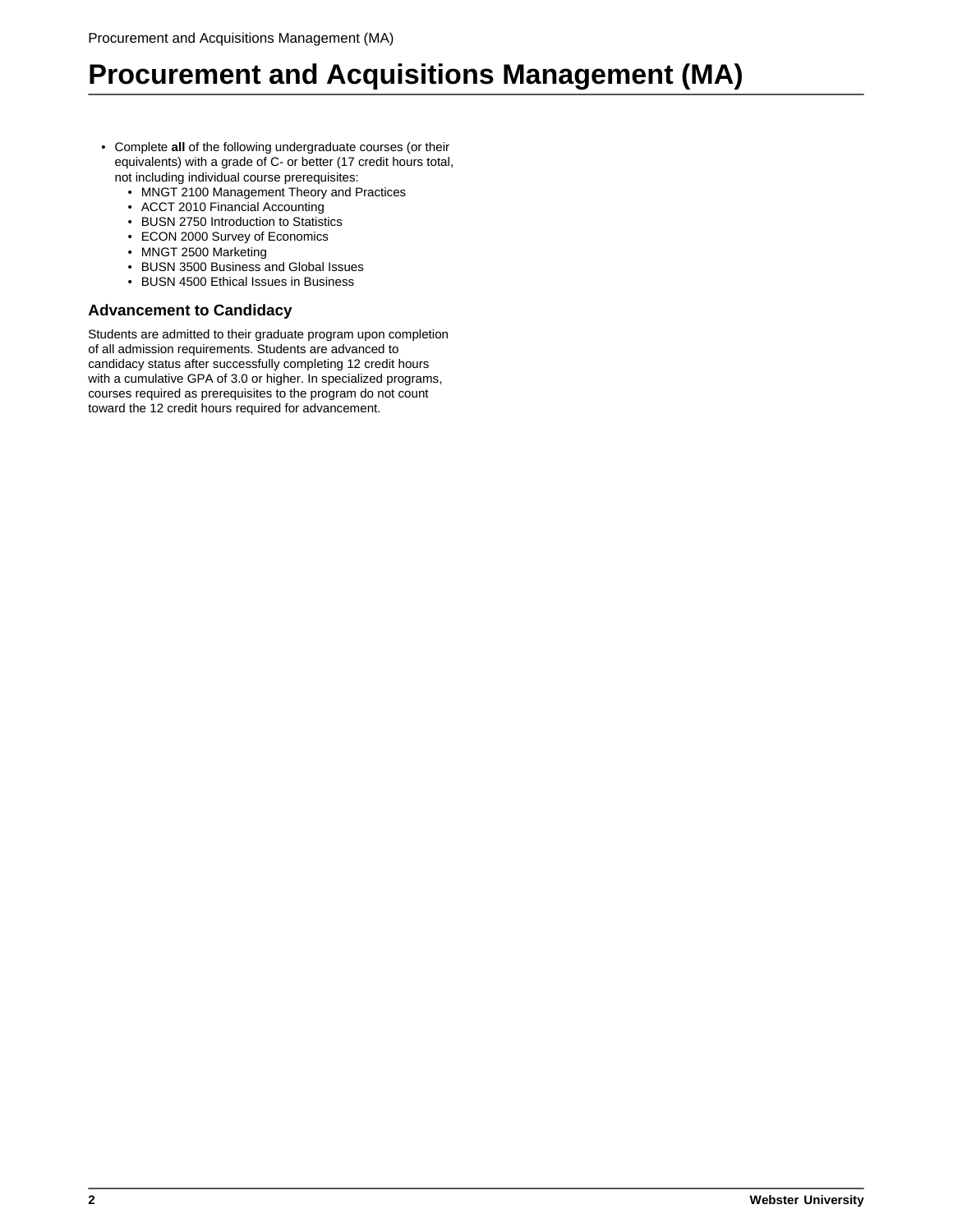# Procurement and Acquisitions Management (MA)

- Complete **all** of the following undergraduate courses (or their equivalents) with a grade of C- or better (17 credit hours total, not including individual course prerequisites:
  - MNGT 2100 Management Theory and Practices
  - ACCT 2010 Financial Accounting
  - BUSN 2750 Introduction to Statistics
  - ECON 2000 Survey of Economics
  - MNGT 2500 Marketing
  - BUSN 3500 Business and Global Issues
  - BUSN 4500 Ethical Issues in Business

### Advancement to Candidacy

Students are admitted to their graduate program upon completion of all admission requirements. Students are advanced to candidacy status after successfully completing 12 credit hours with a cumulative GPA of 3.0 or higher. In specialized programs, courses required as prerequisites to the program do not count toward the 12 credit hours required for advancement.